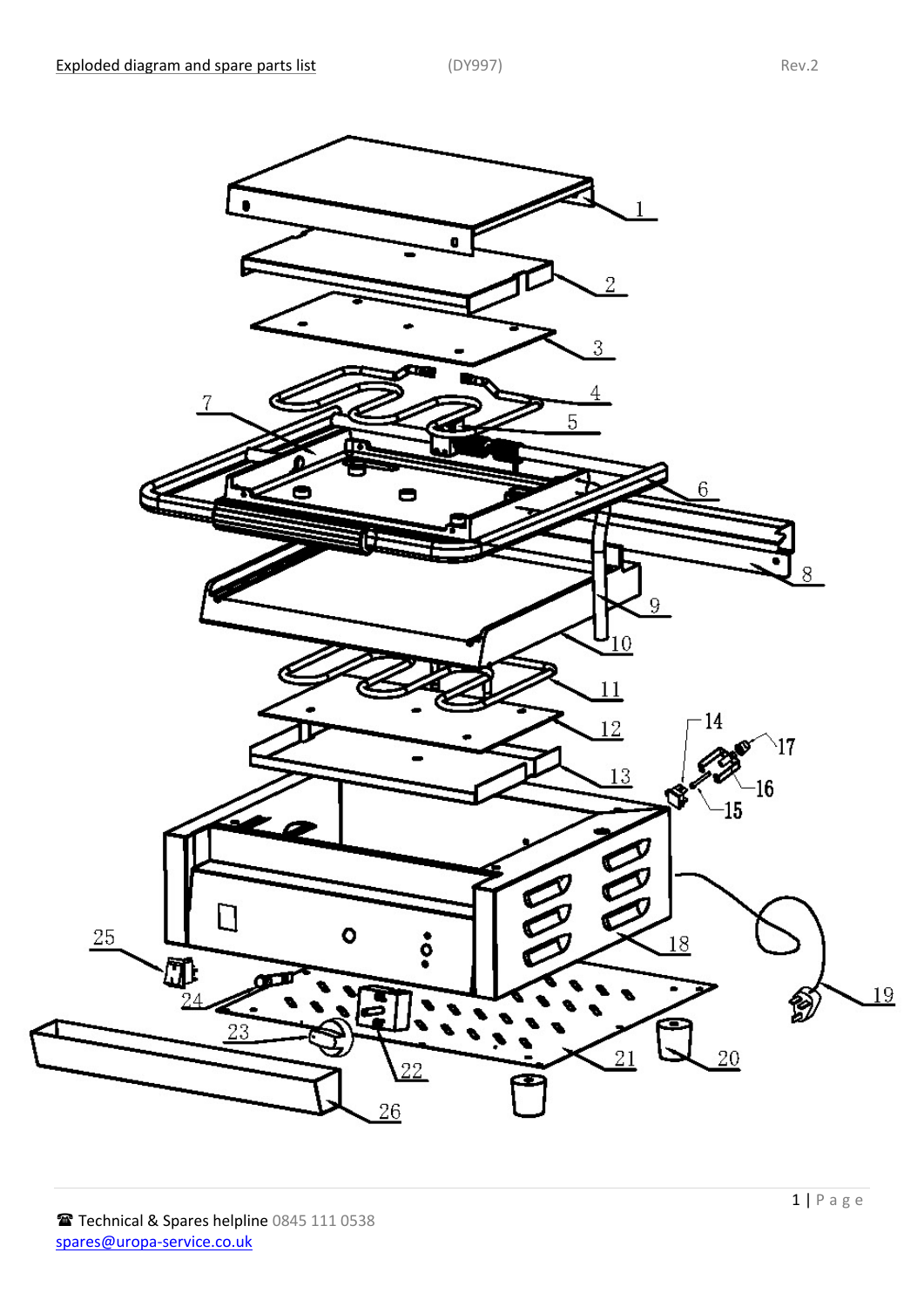Exploded diagram and spare parts list (DY997) Rev.2

1
2
3
4
5
6
7
8
9
10
11
12
13
14
15
16
17
18
19
20
21
22
23
24
25
26

☎ Technical & Spares helpline 0845 111 0538
spares@uropa-service.co.uk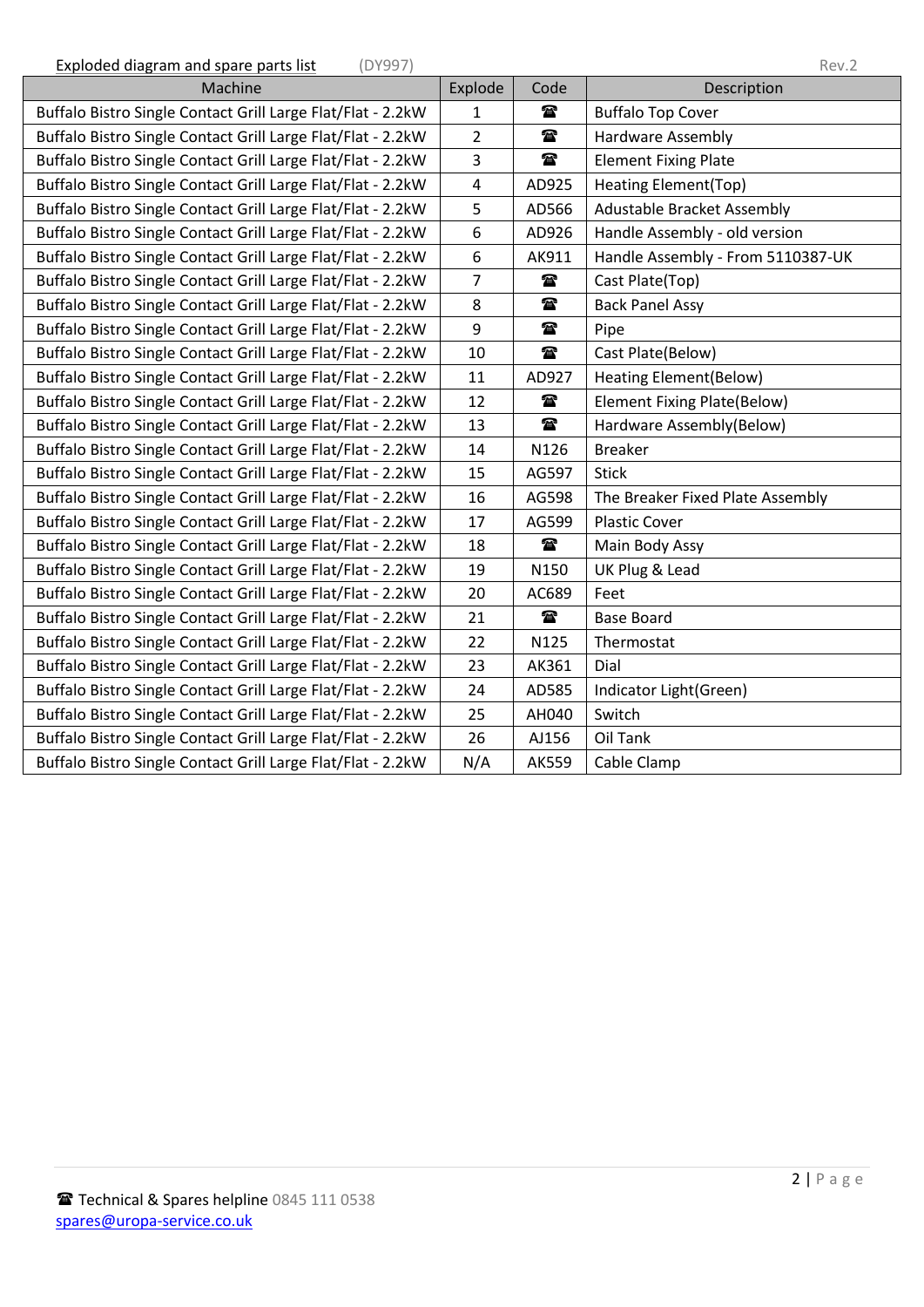Exploded diagram and spare parts list (DY997) Rev.2

| Machine | Explode | Code | Description |
|---|---|---|---|
| Buffalo Bistro Single Contact Grill Large Flat/Flat - 2.2kW | 1 | ☎ | Buffalo Top Cover |
| Buffalo Bistro Single Contact Grill Large Flat/Flat - 2.2kW | 2 | ☎ | Hardware Assembly |
| Buffalo Bistro Single Contact Grill Large Flat/Flat - 2.2kW | 3 | ☎ | Element Fixing Plate |
| Buffalo Bistro Single Contact Grill Large Flat/Flat - 2.2kW | 4 | AD925 | Heating Element(Top) |
| Buffalo Bistro Single Contact Grill Large Flat/Flat - 2.2kW | 5 | AD566 | Adustable Bracket Assembly |
| Buffalo Bistro Single Contact Grill Large Flat/Flat - 2.2kW | 6 | AD926 | Handle Assembly - old version |
| Buffalo Bistro Single Contact Grill Large Flat/Flat - 2.2kW | 6 | AK911 | Handle Assembly - From 5110387-UK |
| Buffalo Bistro Single Contact Grill Large Flat/Flat - 2.2kW | 7 | ☎ | Cast Plate(Top) |
| Buffalo Bistro Single Contact Grill Large Flat/Flat - 2.2kW | 8 | ☎ | Back Panel Assy |
| Buffalo Bistro Single Contact Grill Large Flat/Flat - 2.2kW | 9 | ☎ | Pipe |
| Buffalo Bistro Single Contact Grill Large Flat/Flat - 2.2kW | 10 | ☎ | Cast Plate(Below) |
| Buffalo Bistro Single Contact Grill Large Flat/Flat - 2.2kW | 11 | AD927 | Heating Element(Below) |
| Buffalo Bistro Single Contact Grill Large Flat/Flat - 2.2kW | 12 | ☎ | Element Fixing Plate(Below) |
| Buffalo Bistro Single Contact Grill Large Flat/Flat - 2.2kW | 13 | ☎ | Hardware Assembly(Below) |
| Buffalo Bistro Single Contact Grill Large Flat/Flat - 2.2kW | 14 | N126 | Breaker |
| Buffalo Bistro Single Contact Grill Large Flat/Flat - 2.2kW | 15 | AG597 | Stick |
| Buffalo Bistro Single Contact Grill Large Flat/Flat - 2.2kW | 16 | AG598 | The Breaker Fixed Plate Assembly |
| Buffalo Bistro Single Contact Grill Large Flat/Flat - 2.2kW | 17 | AG599 | Plastic Cover |
| Buffalo Bistro Single Contact Grill Large Flat/Flat - 2.2kW | 18 | ☎ | Main Body Assy |
| Buffalo Bistro Single Contact Grill Large Flat/Flat - 2.2kW | 19 | N150 | UK Plug & Lead |
| Buffalo Bistro Single Contact Grill Large Flat/Flat - 2.2kW | 20 | AC689 | Feet |
| Buffalo Bistro Single Contact Grill Large Flat/Flat - 2.2kW | 21 | ☎ | Base Board |
| Buffalo Bistro Single Contact Grill Large Flat/Flat - 2.2kW | 22 | N125 | Thermostat |
| Buffalo Bistro Single Contact Grill Large Flat/Flat - 2.2kW | 23 | AK361 | Dial |
| Buffalo Bistro Single Contact Grill Large Flat/Flat - 2.2kW | 24 | AD585 | Indicator Light(Green) |
| Buffalo Bistro Single Contact Grill Large Flat/Flat - 2.2kW | 25 | AH040 | Switch |
| Buffalo Bistro Single Contact Grill Large Flat/Flat - 2.2kW | 26 | AJ156 | Oil Tank |
| Buffalo Bistro Single Contact Grill Large Flat/Flat - 2.2kW | N/A | AK559 | Cable Clamp |

☎ Technical & Spares helpline 0845 111 0538
spares@uropa-service.co.uk